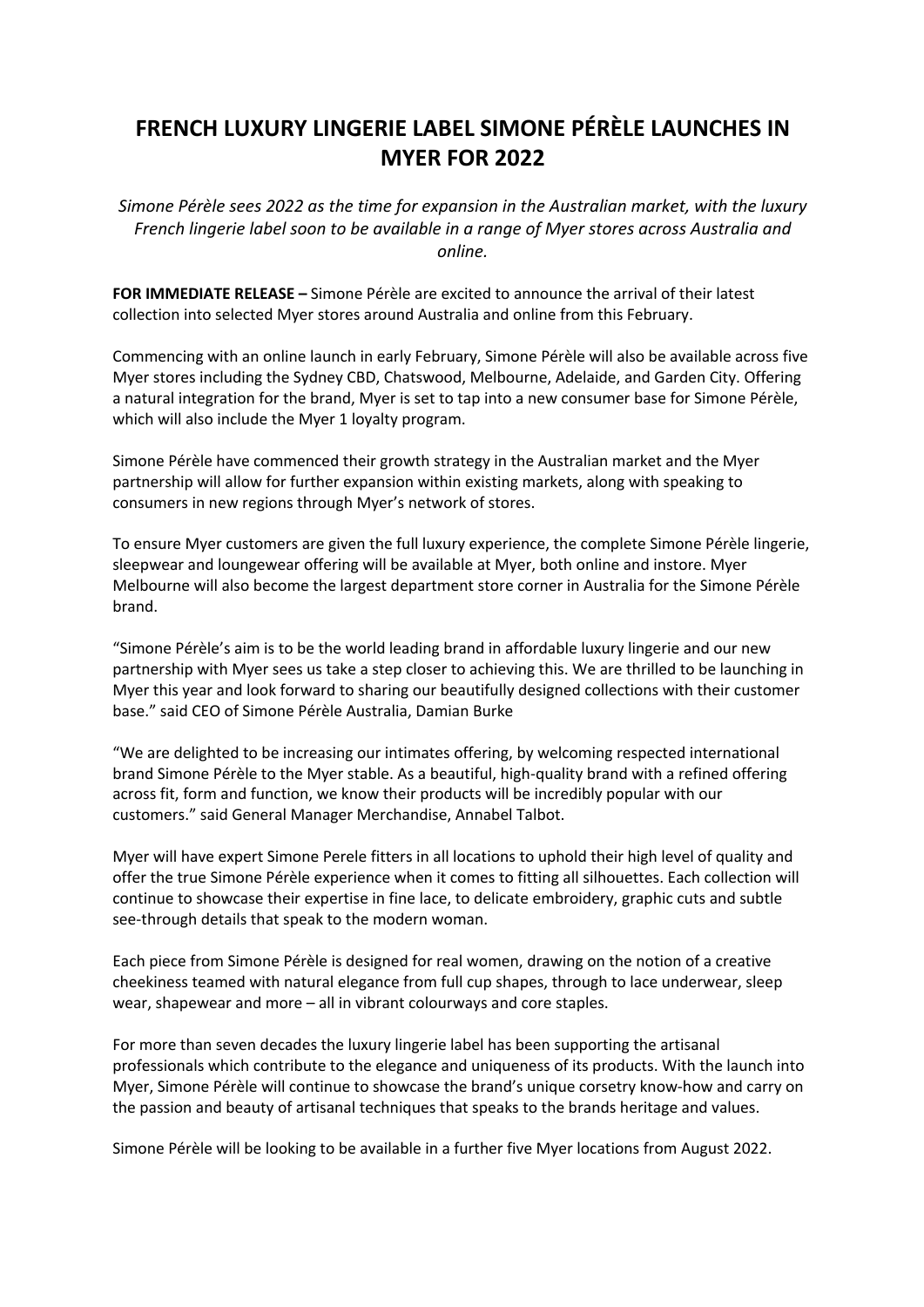# FRENCH LUXURY LINGERIE LABEL SIMONE PÉRÈLE LAUNCHES IN MYER FOR 2022

*Simone Pérèle sees 2022 as the time for expansion in the Australian market, with the luxury French lingerie label soon to be available in a range of Myer stores across Australia and online.*

**FOR IMMEDIATE RELEASE –** Simone Pérèle are excited to announce the arrival of their latest collection into selected Myer stores around Australia and online from this February.

Commencing with an online launch in early February, Simone Pérèle will also be available across five Myer stores including the Sydney CBD, Chatswood, Melbourne, Adelaide, and Garden City. Offering a natural integration for the brand, Myer is set to tap into a new consumer base for Simone Pérèle, which will also include the Myer 1 loyalty program.

Simone Pérèle have commenced their growth strategy in the Australian market and the Myer partnership will allow for further expansion within existing markets, along with speaking to consumers in new regions through Myer's network of stores.

To ensure Myer customers are given the full luxury experience, the complete Simone Pérèle lingerie, sleepwear and loungewear offering will be available at Myer, both online and instore. Myer Melbourne will also become the largest department store corner in Australia for the Simone Pérèle brand.

"Simone Pérèle's aim is to be the world leading brand in affordable luxury lingerie and our new partnership with Myer sees us take a step closer to achieving this. We are thrilled to be launching in Myer this year and look forward to sharing our beautifully designed collections with their customer base." said CEO of Simone Pérèle Australia, Damian Burke

"We are delighted to be increasing our intimates offering, by welcoming respected international brand Simone Pérèle to the Myer stable. As a beautiful, high-quality brand with a refined offering across fit, form and function, we know their products will be incredibly popular with our customers." said General Manager Merchandise, Annabel Talbot.

Myer will have expert Simone Perele fitters in all locations to uphold their high level of quality and offer the true Simone Pérèle experience when it comes to fitting all silhouettes. Each collection will continue to showcase their expertise in fine lace, to delicate embroidery, graphic cuts and subtle see-through details that speak to the modern woman.

Each piece from Simone Pérèle is designed for real women, drawing on the notion of a creative cheekiness teamed with natural elegance from full cup shapes, through to lace underwear, sleep wear, shapewear and more – all in vibrant colourways and core staples.

For more than seven decades the luxury lingerie label has been supporting the artisanal professionals which contribute to the elegance and uniqueness of its products. With the launch into Myer, Simone Pérèle will continue to showcase the brand's unique corsetry know-how and carry on the passion and beauty of artisanal techniques that speaks to the brands heritage and values.

Simone Pérèle will be looking to be available in a further five Myer locations from August 2022.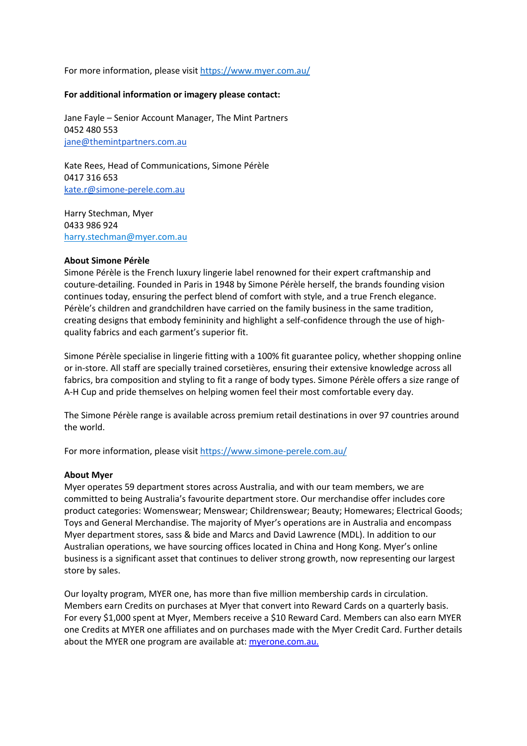For more information, please visit https://www.myer.com.au/

**For additional information or imagery please contact:**

Jane Fayle – Senior Account Manager, The Mint Partners
0452 480 553
jane@themintpartners.com.au

Kate Rees, Head of Communications, Simone Pérèle
0417 316 653
kate.r@simone-perele.com.au

Harry Stechman, Myer
0433 986 924
harry.stechman@myer.com.au

**About Simone Pérèle**

Simone Pérèle is the French luxury lingerie label renowned for their expert craftmanship and couture-detailing. Founded in Paris in 1948 by Simone Pérèle herself, the brands founding vision continues today, ensuring the perfect blend of comfort with style, and a true French elegance. Pérèle's children and grandchildren have carried on the family business in the same tradition, creating designs that embody femininity and highlight a self-confidence through the use of high-quality fabrics and each garment's superior fit.

Simone Pérèle specialise in lingerie fitting with a 100% fit guarantee policy, whether shopping online or in-store. All staff are specially trained corsetières, ensuring their extensive knowledge across all fabrics, bra composition and styling to fit a range of body types. Simone Pérèle offers a size range of A-H Cup and pride themselves on helping women feel their most comfortable every day.

The Simone Pérèle range is available across premium retail destinations in over 97 countries around the world.

For more information, please visit https://www.simone-perele.com.au/

**About Myer**

Myer operates 59 department stores across Australia, and with our team members, we are committed to being Australia's favourite department store. Our merchandise offer includes core product categories: Womenswear; Menswear; Childrenswear; Beauty; Homewares; Electrical Goods; Toys and General Merchandise. The majority of Myer's operations are in Australia and encompass Myer department stores, sass & bide and Marcs and David Lawrence (MDL). In addition to our Australian operations, we have sourcing offices located in China and Hong Kong. Myer's online business is a significant asset that continues to deliver strong growth, now representing our largest store by sales.

Our loyalty program, MYER one, has more than five million membership cards in circulation. Members earn Credits on purchases at Myer that convert into Reward Cards on a quarterly basis. For every $1,000 spent at Myer, Members receive a $10 Reward Card. Members can also earn MYER one Credits at MYER one affiliates and on purchases made with the Myer Credit Card. Further details about the MYER one program are available at: myerone.com.au.